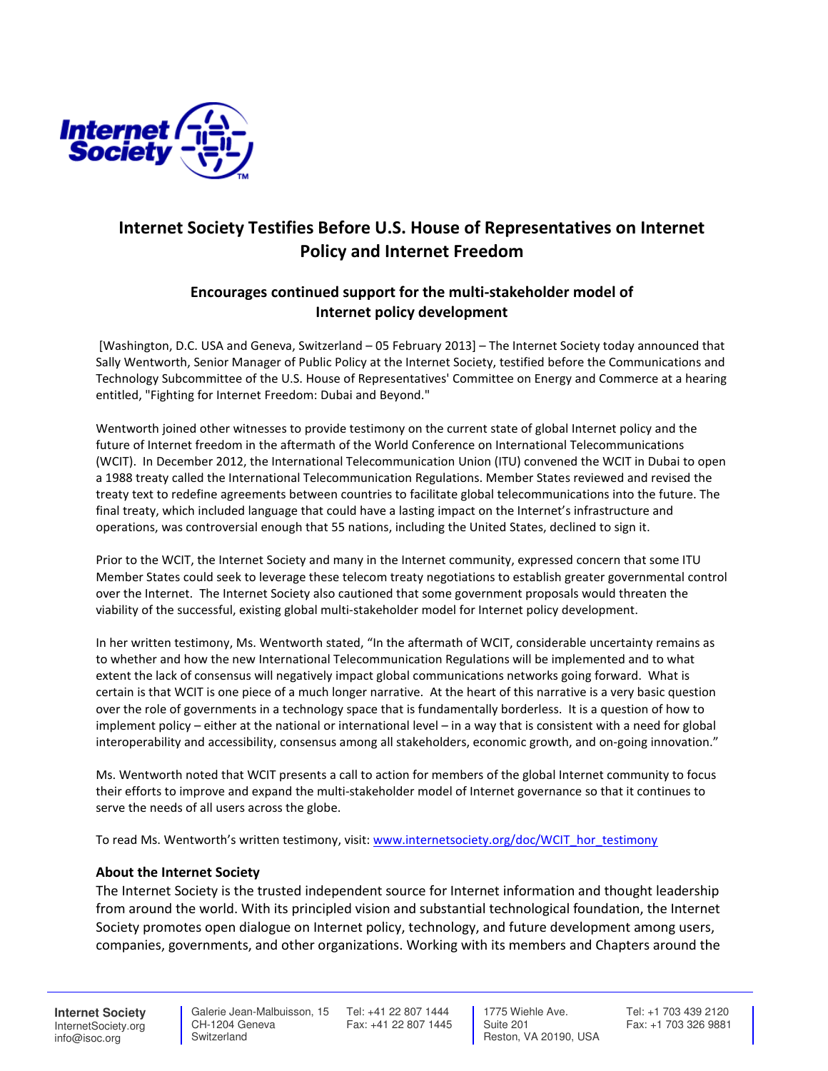# Internet Society Testifies Before U.S. House of Representatives on Internet Policy and Internet Freedom

## Encourages continued support for the multi-stakeholder model of Internet policy development

[Washington, D.C. USA and Geneva, Switzerland – 05 February 2013] – The Internet Society today announced that Sally Wentworth, Senior Manager of Public Policy at the Internet Society, testified before the Communications and Technology Subcommittee of the U.S. House of Representatives' Committee on Energy and Commerce at a hearing entitled, "Fighting for Internet Freedom: Dubai and Beyond."

Wentworth joined other witnesses to provide testimony on the current state of global Internet policy and the future of Internet freedom in the aftermath of the World Conference on International Telecommunications (WCIT). In December 2012, the International Telecommunication Union (ITU) convened the WCIT in Dubai to open a 1988 treaty called the International Telecommunication Regulations. Member States reviewed and revised the treaty text to redefine agreements between countries to facilitate global telecommunications into the future. The final treaty, which included language that could have a lasting impact on the Internet's infrastructure and operations, was controversial enough that 55 nations, including the United States, declined to sign it.

Prior to the WCIT, the Internet Society and many in the Internet community, expressed concern that some ITU Member States could seek to leverage these telecom treaty negotiations to establish greater governmental control over the Internet. The Internet Society also cautioned that some government proposals would threaten the viability of the successful, existing global multi-stakeholder model for Internet policy development.

In her written testimony, Ms. Wentworth stated, "In the aftermath of WCIT, considerable uncertainty remains as to whether and how the new International Telecommunication Regulations will be implemented and to what extent the lack of consensus will negatively impact global communications networks going forward. What is certain is that WCIT is one piece of a much longer narrative. At the heart of this narrative is a very basic question over the role of governments in a technology space that is fundamentally borderless. It is a question of how to implement policy – either at the national or international level – in a way that is consistent with a need for global interoperability and accessibility, consensus among all stakeholders, economic growth, and on-going innovation."

Ms. Wentworth noted that WCIT presents a call to action for members of the global Internet community to focus their efforts to improve and expand the multi-stakeholder model of Internet governance so that it continues to serve the needs of all users across the globe.

To read Ms. Wentworth's written testimony, visit: www.internetsociety.org/doc/WCIT_hor_testimony

### About the Internet Society

The Internet Society is the trusted independent source for Internet information and thought leadership from around the world. With its principled vision and substantial technological foundation, the Internet Society promotes open dialogue on Internet policy, technology, and future development among users, companies, governments, and other organizations. Working with its members and Chapters around the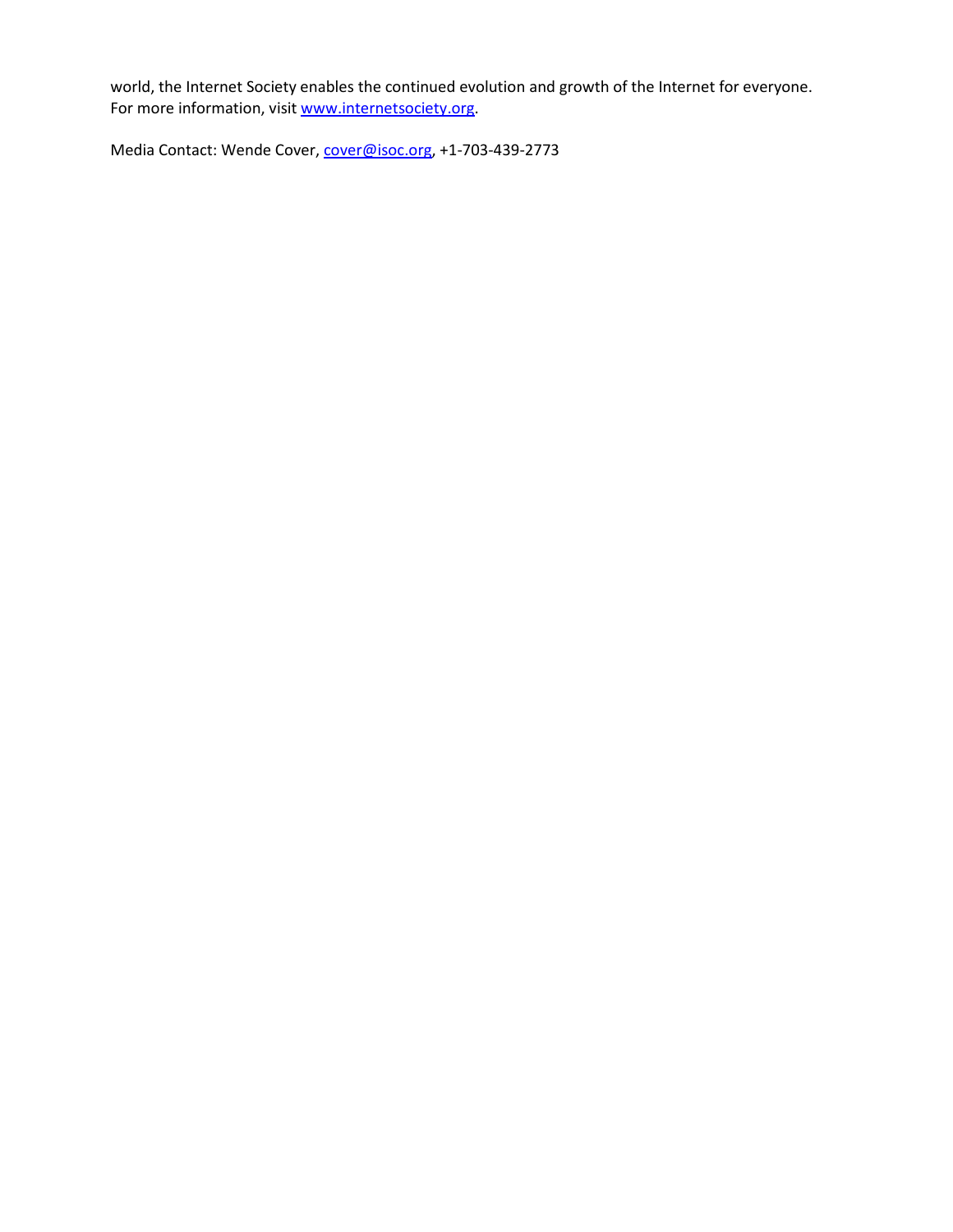world, the Internet Society enables the continued evolution and growth of the Internet for everyone. For more information, visit www.internetsociety.org.

Media Contact: Wende Cover, cover@isoc.org, +1-703-439-2773